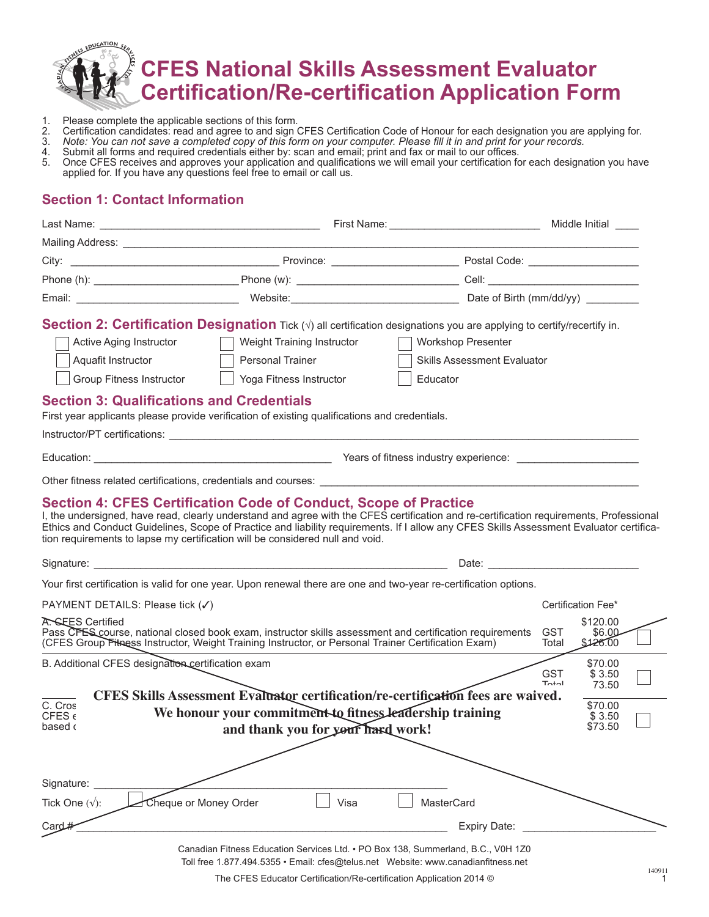# CFES National Skills Assessment Evaluator Certification/Re-certification Application Form

1. Please complete the applicable sections of this form.
2. Certification candidates: read and agree to and sign CFES Certification Code of Honour for each designation you are applying for.
3. *Note: You can not save a completed copy of this form on your computer. Please fill it in and print for your records.*
4. Submit all forms and required credentials either by: scan and email; print and fax or mail to our offices.
5. Once CFES receives and approves your application and qualifications we will email your certification for each designation you have applied for. If you have any questions feel free to email or call us.

## Section 1: Contact Information

Last Name: ______________________ First Name: ______________________ Middle Initial ____

Mailing Address: ______________________________________________

City: ______________________ Province: ______________________ Postal Code: ______________________

Phone (h): ______________________ Phone (w): ______________________ Cell: ______________________

Email: ______________________ Website: ______________________ Date of Birth (mm/dd/yy) __________

## Section 2: Certification Designation

Tick (√) all certification designations you are applying to certify/recertify in.

- ☐ Active Aging Instructor
- ☐ Aquafit Instructor
- ☐ Group Fitness Instructor
- ☐ Weight Training Instructor
- ☐ Personal Trainer
- ☐ Yoga Fitness Instructor
- ☐ Workshop Presenter
- ☐ Skills Assessment Evaluator
- ☐ Educator

## Section 3: Qualifications and Credentials

First year applicants please provide verification of existing qualifications and credentials.

Instructor/PT certifications: ______________________________________________

Education: ______________________ Years of fitness industry experience: ______________________

Other fitness related certifications, credentials and courses: ______________________________________________

## Section 4: CFES Certification Code of Conduct, Scope of Practice

I, the undersigned, have read, clearly understand and agree with the CFES certification and re-certification requirements, Professional Ethics and Conduct Guidelines, Scope of Practice and liability requirements. If I allow any CFES Skills Assessment Evaluator certification requirements to lapse my certification will be considered null and void.

Signature: ______________________________________________ Date: ______________________

Your first certification is valid for one year. Upon renewal there are one and two-year re-certification options.

PAYMENT DETAILS: Please tick (✓) — Certification Fee*

A. CFES Certified
Pass CFES course, national closed book exam, instructor skills assessment and certification requirements (CFES Group Fitness Instructor, Weight Training Instructor, or Personal Trainer Certification Exam) — $120.00, GST $6.00, Total $126.00 ☐

B. Additional CFES designation certification exam — $70.00, GST $ 3.50, Total 73.50 ☐

C. Cros... CFES ... based ... — $70.00, $ 3.50, $73.50 ☐

**CFES Skills Assessment Evaluator certification/re-certification fees are waived.
We honour your commitment to fitness leadership training
and thank you for your hard work!**

Signature: ______________________________________________

Tick One (√): ☐ Cheque or Money Order ☐ Visa ☐ MasterCard

Card # ______________________________________________ Expiry Date: ______________________

Canadian Fitness Education Services Ltd. • PO Box 138, Summerland, B.C., V0H 1Z0
Toll free 1.877.494.5355 • Email: cfes@telus.net Website: www.canadianfitness.net

The CFES Educator Certification/Re-certification Application 2014 ©

140911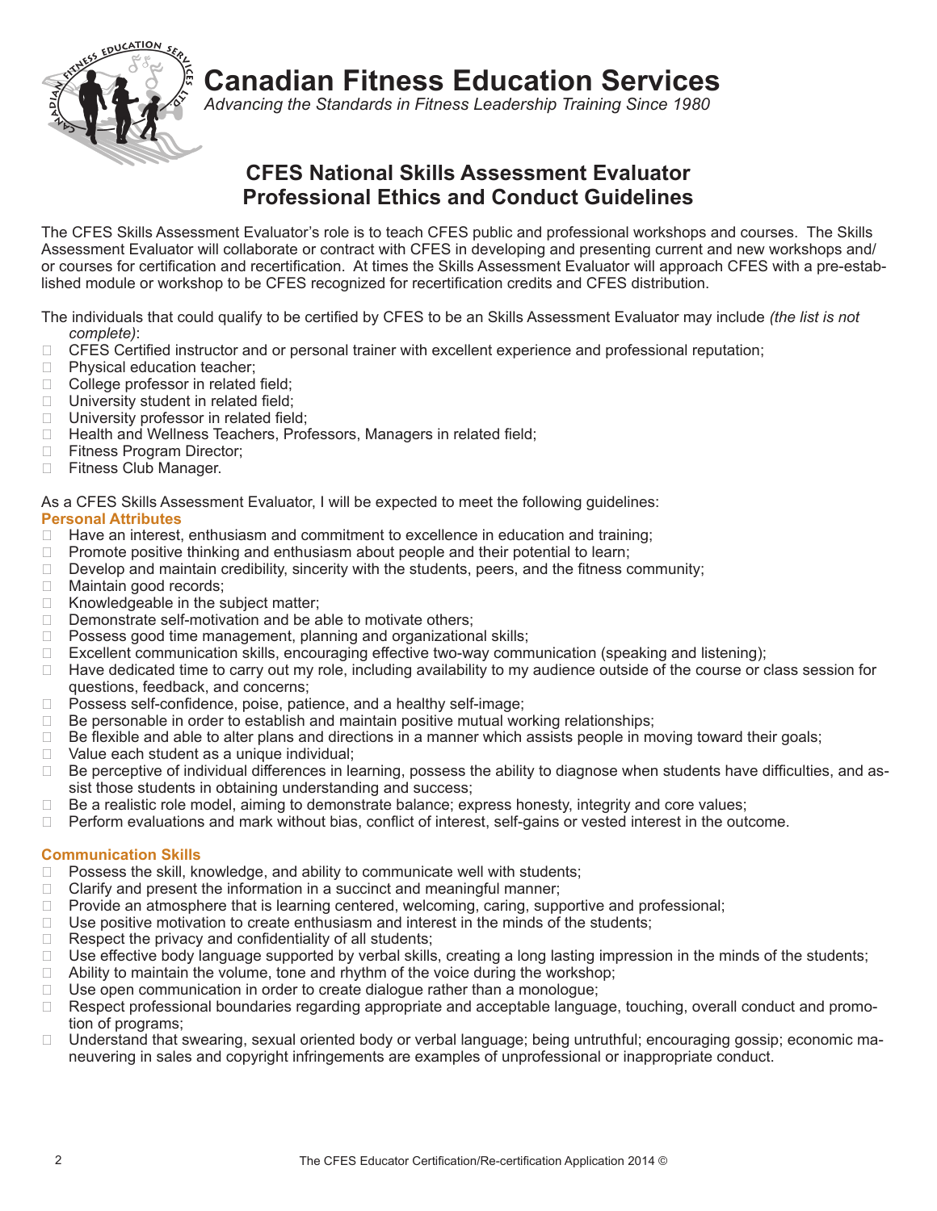# Canadian Fitness Education Services

*Advancing the Standards in Fitness Leadership Training Since 1980*

## CFES National Skills Assessment Evaluator Professional Ethics and Conduct Guidelines

The CFES Skills Assessment Evaluator's role is to teach CFES public and professional workshops and courses. The Skills Assessment Evaluator will collaborate or contract with CFES in developing and presenting current and new workshops and/or courses for certification and recertification. At times the Skills Assessment Evaluator will approach CFES with a pre-established module or workshop to be CFES recognized for recertification credits and CFES distribution.

The individuals that could qualify to be certified by CFES to be an Skills Assessment Evaluator may include *(the list is not complete)*:

- CFES Certified instructor and or personal trainer with excellent experience and professional reputation;
- Physical education teacher;
- College professor in related field;
- University student in related field;
- University professor in related field;
- Health and Wellness Teachers, Professors, Managers in related field;
- Fitness Program Director;
- Fitness Club Manager.

As a CFES Skills Assessment Evaluator, I will be expected to meet the following guidelines:

### Personal Attributes

- Have an interest, enthusiasm and commitment to excellence in education and training;
- Promote positive thinking and enthusiasm about people and their potential to learn;
- Develop and maintain credibility, sincerity with the students, peers, and the fitness community;
- Maintain good records;
- Knowledgeable in the subject matter;
- Demonstrate self-motivation and be able to motivate others;
- Possess good time management, planning and organizational skills;
- Excellent communication skills, encouraging effective two-way communication (speaking and listening);
- Have dedicated time to carry out my role, including availability to my audience outside of the course or class session for questions, feedback, and concerns;
- Possess self-confidence, poise, patience, and a healthy self-image;
- Be personable in order to establish and maintain positive mutual working relationships;
- Be flexible and able to alter plans and directions in a manner which assists people in moving toward their goals;
- Value each student as a unique individual;
- Be perceptive of individual differences in learning, possess the ability to diagnose when students have difficulties, and assist those students in obtaining understanding and success;
- Be a realistic role model, aiming to demonstrate balance; express honesty, integrity and core values;
- Perform evaluations and mark without bias, conflict of interest, self-gains or vested interest in the outcome.

### Communication Skills

- Possess the skill, knowledge, and ability to communicate well with students;
- Clarify and present the information in a succinct and meaningful manner;
- Provide an atmosphere that is learning centered, welcoming, caring, supportive and professional;
- Use positive motivation to create enthusiasm and interest in the minds of the students;
- Respect the privacy and confidentiality of all students;
- Use effective body language supported by verbal skills, creating a long lasting impression in the minds of the students;
- Ability to maintain the volume, tone and rhythm of the voice during the workshop;
- Use open communication in order to create dialogue rather than a monologue;
- Respect professional boundaries regarding appropriate and acceptable language, touching, overall conduct and promotion of programs;
- Understand that swearing, sexual oriented body or verbal language; being untruthful; encouraging gossip; economic maneuvering in sales and copyright infringements are examples of unprofessional or inappropriate conduct.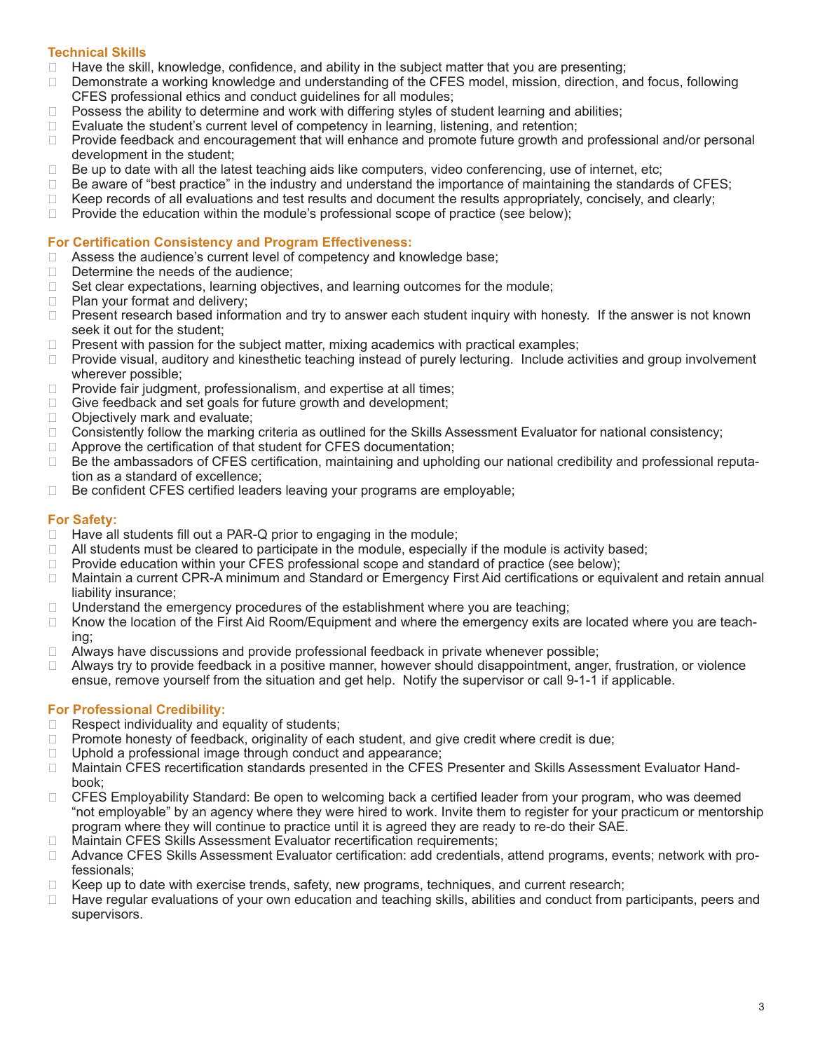### Technical Skills

- Have the skill, knowledge, confidence, and ability in the subject matter that you are presenting;
- Demonstrate a working knowledge and understanding of the CFES model, mission, direction, and focus, following CFES professional ethics and conduct guidelines for all modules;
- Possess the ability to determine and work with differing styles of student learning and abilities;
- Evaluate the student's current level of competency in learning, listening, and retention;
- Provide feedback and encouragement that will enhance and promote future growth and professional and/or personal development in the student;
- Be up to date with all the latest teaching aids like computers, video conferencing, use of internet, etc;
- Be aware of "best practice" in the industry and understand the importance of maintaining the standards of CFES;
- Keep records of all evaluations and test results and document the results appropriately, concisely, and clearly;
- Provide the education within the module's professional scope of practice (see below);

### For Certification Consistency and Program Effectiveness:

- Assess the audience's current level of competency and knowledge base;
- Determine the needs of the audience;
- Set clear expectations, learning objectives, and learning outcomes for the module;
- Plan your format and delivery;
- Present research based information and try to answer each student inquiry with honesty. If the answer is not known seek it out for the student;
- Present with passion for the subject matter, mixing academics with practical examples;
- Provide visual, auditory and kinesthetic teaching instead of purely lecturing. Include activities and group involvement wherever possible;
- Provide fair judgment, professionalism, and expertise at all times;
- Give feedback and set goals for future growth and development;
- Objectively mark and evaluate;
- Consistently follow the marking criteria as outlined for the Skills Assessment Evaluator for national consistency;
- Approve the certification of that student for CFES documentation;
- Be the ambassadors of CFES certification, maintaining and upholding our national credibility and professional reputation as a standard of excellence;
- Be confident CFES certified leaders leaving your programs are employable;

### For Safety:

- Have all students fill out a PAR-Q prior to engaging in the module;
- All students must be cleared to participate in the module, especially if the module is activity based;
- Provide education within your CFES professional scope and standard of practice (see below);
- Maintain a current CPR-A minimum and Standard or Emergency First Aid certifications or equivalent and retain annual liability insurance;
- Understand the emergency procedures of the establishment where you are teaching;
- Know the location of the First Aid Room/Equipment and where the emergency exits are located where you are teaching;
- Always have discussions and provide professional feedback in private whenever possible;
- Always try to provide feedback in a positive manner, however should disappointment, anger, frustration, or violence ensue, remove yourself from the situation and get help. Notify the supervisor or call 9-1-1 if applicable.

### For Professional Credibility:

- Respect individuality and equality of students;
- Promote honesty of feedback, originality of each student, and give credit where credit is due;
- Uphold a professional image through conduct and appearance;
- Maintain CFES recertification standards presented in the CFES Presenter and Skills Assessment Evaluator Handbook;
- CFES Employability Standard: Be open to welcoming back a certified leader from your program, who was deemed "not employable" by an agency where they were hired to work. Invite them to register for your practicum or mentorship program where they will continue to practice until it is agreed they are ready to re-do their SAE.
- Maintain CFES Skills Assessment Evaluator recertification requirements;
- Advance CFES Skills Assessment Evaluator certification: add credentials, attend programs, events; network with professionals;
- Keep up to date with exercise trends, safety, new programs, techniques, and current research;
- Have regular evaluations of your own education and teaching skills, abilities and conduct from participants, peers and supervisors.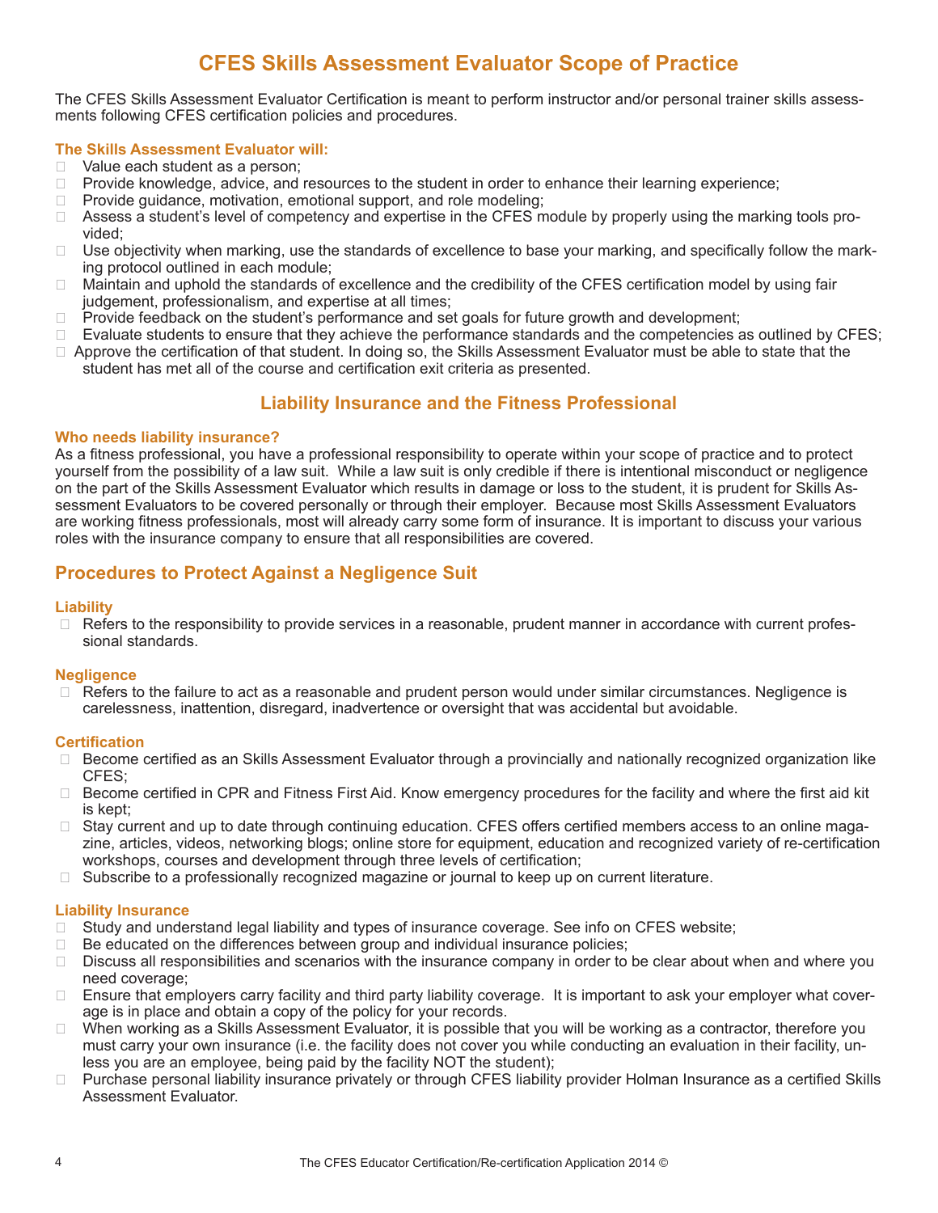# CFES Skills Assessment Evaluator Scope of Practice

The CFES Skills Assessment Evaluator Certification is meant to perform instructor and/or personal trainer skills assessments following CFES certification policies and procedures.

### The Skills Assessment Evaluator will:

- Value each student as a person;
- Provide knowledge, advice, and resources to the student in order to enhance their learning experience;
- Provide guidance, motivation, emotional support, and role modeling;
- Assess a student's level of competency and expertise in the CFES module by properly using the marking tools provided;
- Use objectivity when marking, use the standards of excellence to base your marking, and specifically follow the marking protocol outlined in each module;
- Maintain and uphold the standards of excellence and the credibility of the CFES certification model by using fair judgement, professionalism, and expertise at all times;
- Provide feedback on the student's performance and set goals for future growth and development;
- Evaluate students to ensure that they achieve the performance standards and the competencies as outlined by CFES;
- Approve the certification of that student. In doing so, the Skills Assessment Evaluator must be able to state that the student has met all of the course and certification exit criteria as presented.

## Liability Insurance and the Fitness Professional

### Who needs liability insurance?

As a fitness professional, you have a professional responsibility to operate within your scope of practice and to protect yourself from the possibility of a law suit. While a law suit is only credible if there is intentional misconduct or negligence on the part of the Skills Assessment Evaluator which results in damage or loss to the student, it is prudent for Skills Assessment Evaluators to be covered personally or through their employer. Because most Skills Assessment Evaluators are working fitness professionals, most will already carry some form of insurance. It is important to discuss your various roles with the insurance company to ensure that all responsibilities are covered.

## Procedures to Protect Against a Negligence Suit

### Liability

- Refers to the responsibility to provide services in a reasonable, prudent manner in accordance with current professional standards.

### Negligence

- Refers to the failure to act as a reasonable and prudent person would under similar circumstances. Negligence is carelessness, inattention, disregard, inadvertence or oversight that was accidental but avoidable.

### Certification

- Become certified as an Skills Assessment Evaluator through a provincially and nationally recognized organization like CFES;
- Become certified in CPR and Fitness First Aid. Know emergency procedures for the facility and where the first aid kit is kept;
- Stay current and up to date through continuing education. CFES offers certified members access to an online magazine, articles, videos, networking blogs; online store for equipment, education and recognized variety of re-certification workshops, courses and development through three levels of certification;
- Subscribe to a professionally recognized magazine or journal to keep up on current literature.

### Liability Insurance

- Study and understand legal liability and types of insurance coverage. See info on CFES website;
- Be educated on the differences between group and individual insurance policies;
- Discuss all responsibilities and scenarios with the insurance company in order to be clear about when and where you need coverage;
- Ensure that employers carry facility and third party liability coverage. It is important to ask your employer what coverage is in place and obtain a copy of the policy for your records.
- When working as a Skills Assessment Evaluator, it is possible that you will be working as a contractor, therefore you must carry your own insurance (i.e. the facility does not cover you while conducting an evaluation in their facility, unless you are an employee, being paid by the facility NOT the student);
- Purchase personal liability insurance privately or through CFES liability provider Holman Insurance as a certified Skills Assessment Evaluator.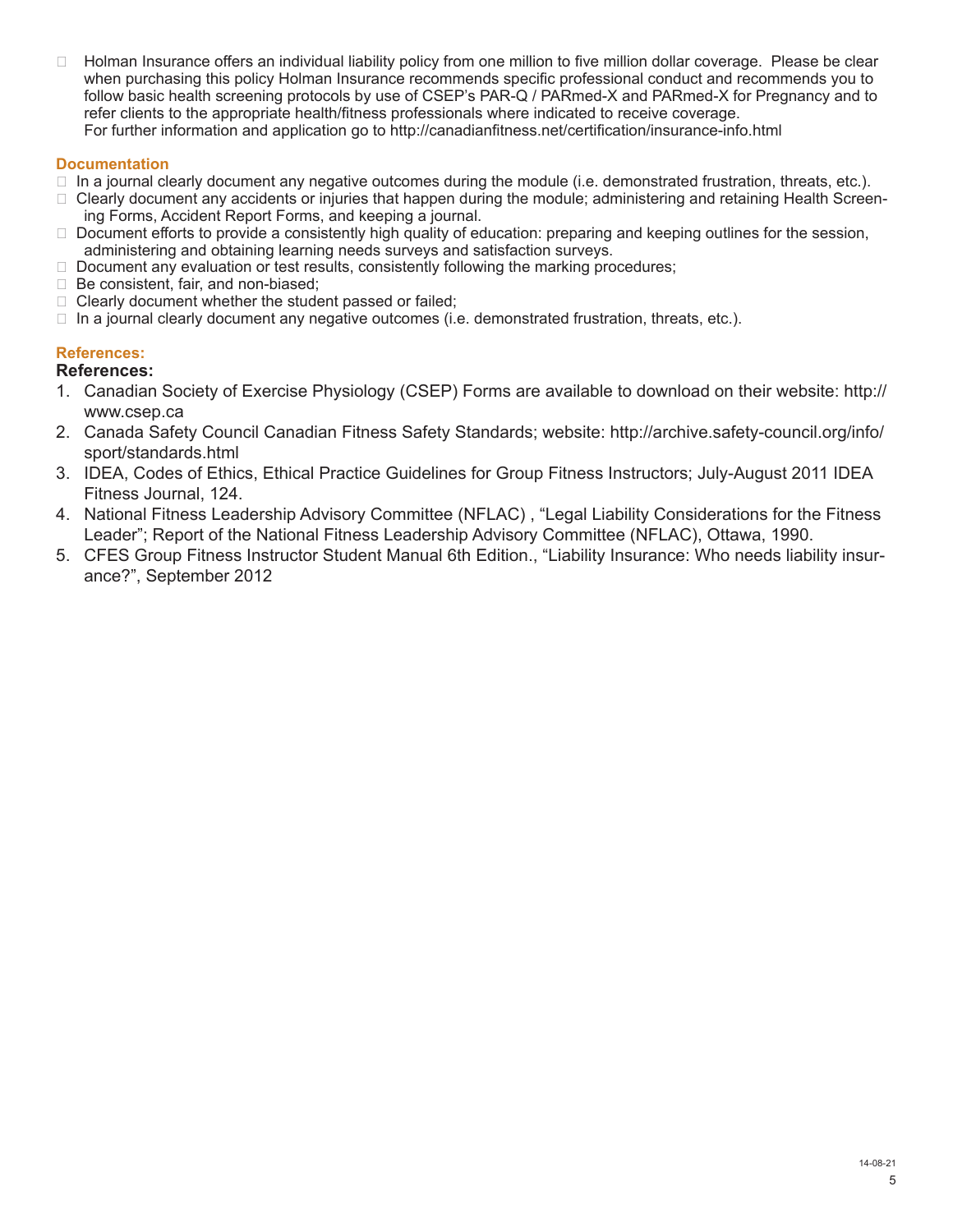- Holman Insurance offers an individual liability policy from one million to five million dollar coverage. Please be clear when purchasing this policy Holman Insurance recommends specific professional conduct and recommends you to follow basic health screening protocols by use of CSEP's PAR-Q / PARmed-X and PARmed-X for Pregnancy and to refer clients to the appropriate health/fitness professionals where indicated to receive coverage.
  For further information and application go to http://canadianfitness.net/certification/insurance-info.html

### Documentation

- In a journal clearly document any negative outcomes during the module (i.e. demonstrated frustration, threats, etc.).
- Clearly document any accidents or injuries that happen during the module; administering and retaining Health Screening Forms, Accident Report Forms, and keeping a journal.
- Document efforts to provide a consistently high quality of education: preparing and keeping outlines for the session, administering and obtaining learning needs surveys and satisfaction surveys.
- Document any evaluation or test results, consistently following the marking procedures;
- Be consistent, fair, and non-biased;
- Clearly document whether the student passed or failed;
- In a journal clearly document any negative outcomes (i.e. demonstrated frustration, threats, etc.).

### References:

**References:**

1. Canadian Society of Exercise Physiology (CSEP) Forms are available to download on their website: http://www.csep.ca
2. Canada Safety Council Canadian Fitness Safety Standards; website: http://archive.safety-council.org/info/sport/standards.html
3. IDEA, Codes of Ethics, Ethical Practice Guidelines for Group Fitness Instructors; July-August 2011 IDEA Fitness Journal, 124.
4. National Fitness Leadership Advisory Committee (NFLAC) , "Legal Liability Considerations for the Fitness Leader"; Report of the National Fitness Leadership Advisory Committee (NFLAC), Ottawa, 1990.
5. CFES Group Fitness Instructor Student Manual 6th Edition., "Liability Insurance: Who needs liability insurance?", September 2012

14-08-21